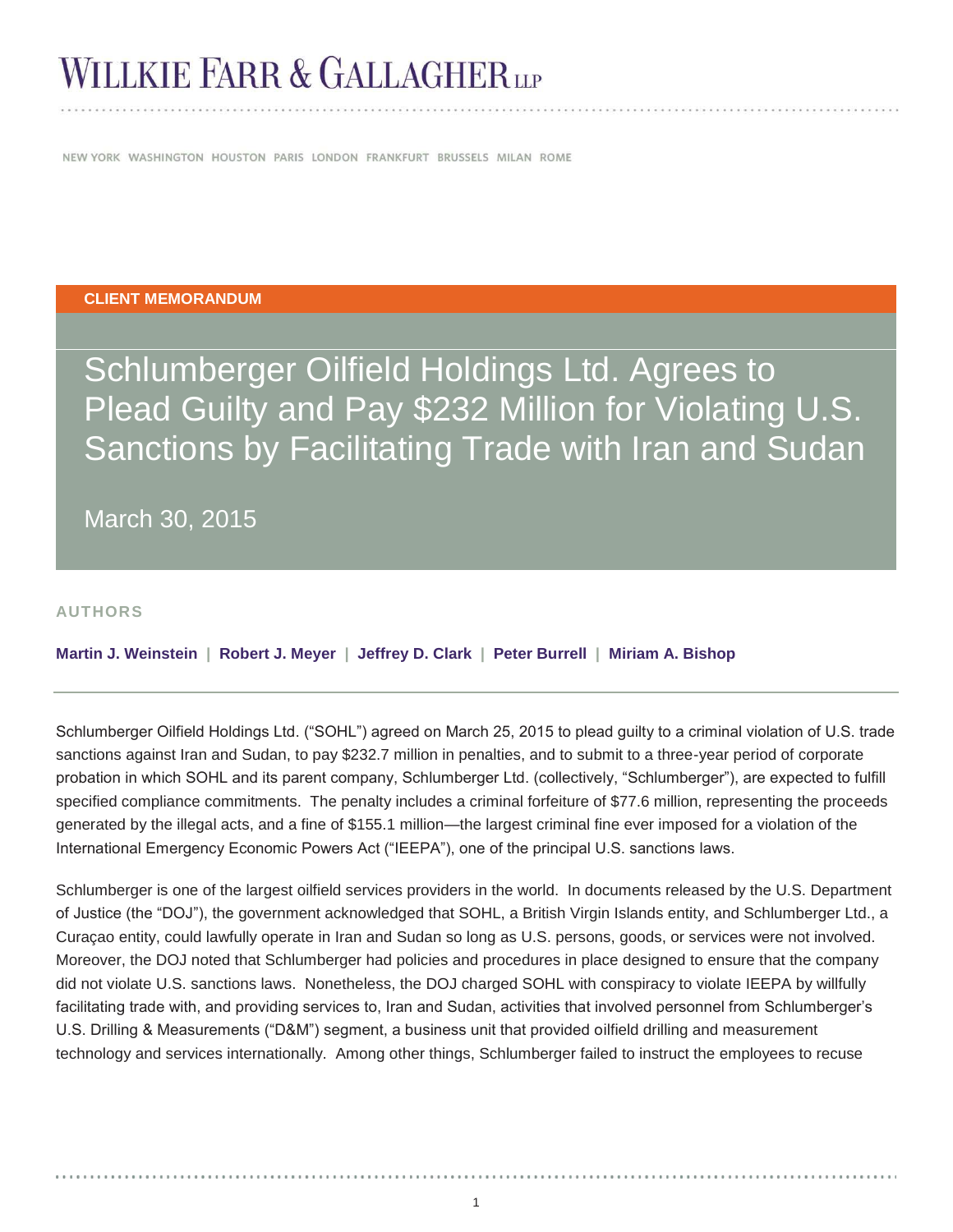WILLKIE FARR & GALLAGHER LLP

NEW YORK WASHINGTON HOUSTON PARIS LONDON FRANKFURT BRUSSELS MILAN ROME

**CLIENT MEMORANDUM**

# Schlumberger Oilfield Holdings Ltd. Agrees to Plead Guilty and Pay $232 Million for Violating U.S. Sanctions by Facilitating Trade with Iran and Sudan

March 30, 2015

**AUTHORS**

**Martin J. Weinstein | Robert J. Meyer | Jeffrey D. Clark | Peter Burrell | Miriam A. Bishop**

Schlumberger Oilfield Holdings Ltd. ("SOHL") agreed on March 25, 2015 to plead guilty to a criminal violation of U.S. trade sanctions against Iran and Sudan, to pay $232.7 million in penalties, and to submit to a three-year period of corporate probation in which SOHL and its parent company, Schlumberger Ltd. (collectively, "Schlumberger"), are expected to fulfill specified compliance commitments. The penalty includes a criminal forfeiture of $77.6 million, representing the proceeds generated by the illegal acts, and a fine of $155.1 million—the largest criminal fine ever imposed for a violation of the International Emergency Economic Powers Act ("IEEPA"), one of the principal U.S. sanctions laws.

Schlumberger is one of the largest oilfield services providers in the world. In documents released by the U.S. Department of Justice (the "DOJ"), the government acknowledged that SOHL, a British Virgin Islands entity, and Schlumberger Ltd., a Curaçao entity, could lawfully operate in Iran and Sudan so long as U.S. persons, goods, or services were not involved. Moreover, the DOJ noted that Schlumberger had policies and procedures in place designed to ensure that the company did not violate U.S. sanctions laws. Nonetheless, the DOJ charged SOHL with conspiracy to violate IEEPA by willfully facilitating trade with, and providing services to, Iran and Sudan, activities that involved personnel from Schlumberger's U.S. Drilling & Measurements ("D&M") segment, a business unit that provided oilfield drilling and measurement technology and services internationally. Among other things, Schlumberger failed to instruct the employees to recuse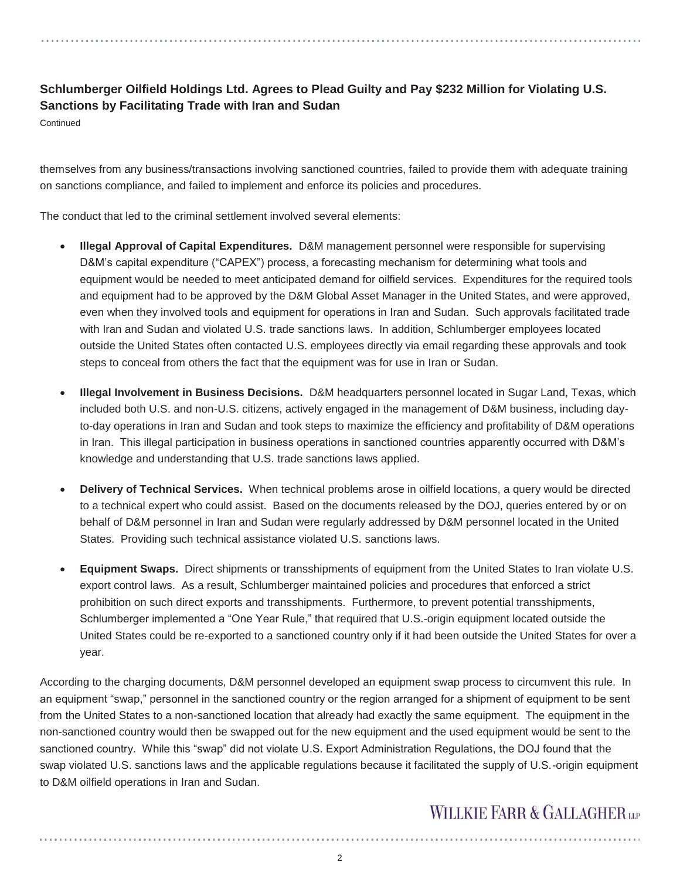**Schlumberger Oilfield Holdings Ltd. Agrees to Plead Guilty and Pay $232 Million for Violating U.S. Sanctions by Facilitating Trade with Iran and Sudan**

Continued

themselves from any business/transactions involving sanctioned countries, failed to provide them with adequate training on sanctions compliance, and failed to implement and enforce its policies and procedures.

The conduct that led to the criminal settlement involved several elements:

- **Illegal Approval of Capital Expenditures.** D&M management personnel were responsible for supervising D&M's capital expenditure ("CAPEX") process, a forecasting mechanism for determining what tools and equipment would be needed to meet anticipated demand for oilfield services. Expenditures for the required tools and equipment had to be approved by the D&M Global Asset Manager in the United States, and were approved, even when they involved tools and equipment for operations in Iran and Sudan. Such approvals facilitated trade with Iran and Sudan and violated U.S. trade sanctions laws. In addition, Schlumberger employees located outside the United States often contacted U.S. employees directly via email regarding these approvals and took steps to conceal from others the fact that the equipment was for use in Iran or Sudan.

- **Illegal Involvement in Business Decisions.** D&M headquarters personnel located in Sugar Land, Texas, which included both U.S. and non-U.S. citizens, actively engaged in the management of D&M business, including day-to-day operations in Iran and Sudan and took steps to maximize the efficiency and profitability of D&M operations in Iran. This illegal participation in business operations in sanctioned countries apparently occurred with D&M's knowledge and understanding that U.S. trade sanctions laws applied.

- **Delivery of Technical Services.** When technical problems arose in oilfield locations, a query would be directed to a technical expert who could assist. Based on the documents released by the DOJ, queries entered by or on behalf of D&M personnel in Iran and Sudan were regularly addressed by D&M personnel located in the United States. Providing such technical assistance violated U.S. sanctions laws.

- **Equipment Swaps.** Direct shipments or transshipments of equipment from the United States to Iran violate U.S. export control laws. As a result, Schlumberger maintained policies and procedures that enforced a strict prohibition on such direct exports and transshipments. Furthermore, to prevent potential transshipments, Schlumberger implemented a "One Year Rule," that required that U.S.-origin equipment located outside the United States could be re-exported to a sanctioned country only if it had been outside the United States for over a year.

According to the charging documents, D&M personnel developed an equipment swap process to circumvent this rule. In an equipment "swap," personnel in the sanctioned country or the region arranged for a shipment of equipment to be sent from the United States to a non-sanctioned location that already had exactly the same equipment. The equipment in the non-sanctioned country would then be swapped out for the new equipment and the used equipment would be sent to the sanctioned country. While this "swap" did not violate U.S. Export Administration Regulations, the DOJ found that the swap violated U.S. sanctions laws and the applicable regulations because it facilitated the supply of U.S.-origin equipment to D&M oilfield operations in Iran and Sudan.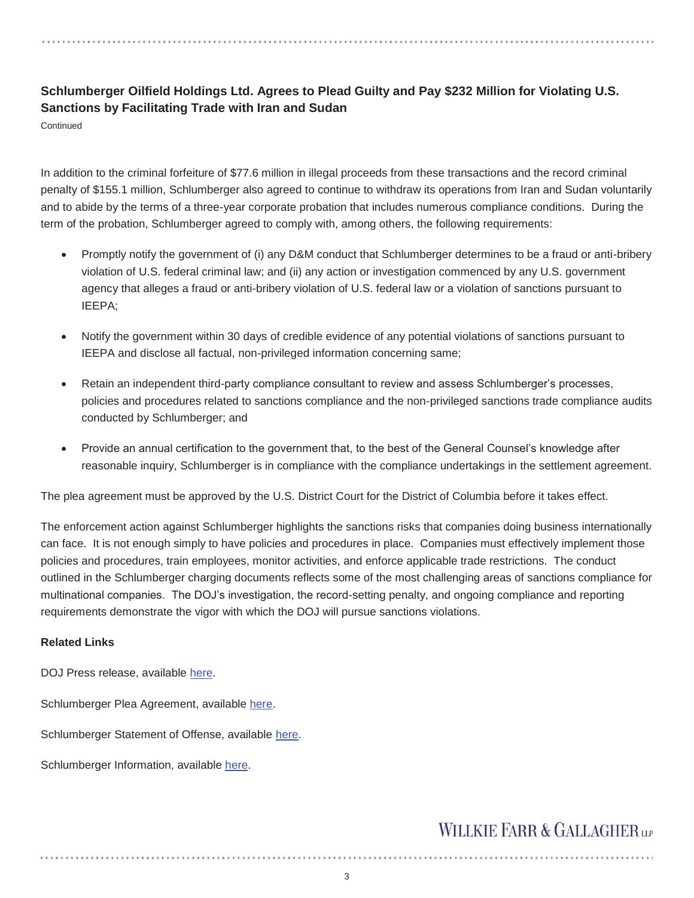**Schlumberger Oilfield Holdings Ltd. Agrees to Plead Guilty and Pay $232 Million for Violating U.S. Sanctions by Facilitating Trade with Iran and Sudan**

Continued

In addition to the criminal forfeiture of $77.6 million in illegal proceeds from these transactions and the record criminal penalty of $155.1 million, Schlumberger also agreed to continue to withdraw its operations from Iran and Sudan voluntarily and to abide by the terms of a three-year corporate probation that includes numerous compliance conditions. During the term of the probation, Schlumberger agreed to comply with, among others, the following requirements:

- Promptly notify the government of (i) any D&M conduct that Schlumberger determines to be a fraud or anti-bribery violation of U.S. federal criminal law; and (ii) any action or investigation commenced by any U.S. government agency that alleges a fraud or anti-bribery violation of U.S. federal law or a violation of sanctions pursuant to IEEPA;
- Notify the government within 30 days of credible evidence of any potential violations of sanctions pursuant to IEEPA and disclose all factual, non-privileged information concerning same;
- Retain an independent third-party compliance consultant to review and assess Schlumberger's processes, policies and procedures related to sanctions compliance and the non-privileged sanctions trade compliance audits conducted by Schlumberger; and
- Provide an annual certification to the government that, to the best of the General Counsel's knowledge after reasonable inquiry, Schlumberger is in compliance with the compliance undertakings in the settlement agreement.

The plea agreement must be approved by the U.S. District Court for the District of Columbia before it takes effect.

The enforcement action against Schlumberger highlights the sanctions risks that companies doing business internationally can face. It is not enough simply to have policies and procedures in place. Companies must effectively implement those policies and procedures, train employees, monitor activities, and enforce applicable trade restrictions. The conduct outlined in the Schlumberger charging documents reflects some of the most challenging areas of sanctions compliance for multinational companies. The DOJ's investigation, the record-setting penalty, and ongoing compliance and reporting requirements demonstrate the vigor with which the DOJ will pursue sanctions violations.

**Related Links**

DOJ Press release, available here.

Schlumberger Plea Agreement, available here.

Schlumberger Statement of Offense, available here.

Schlumberger Information, available here.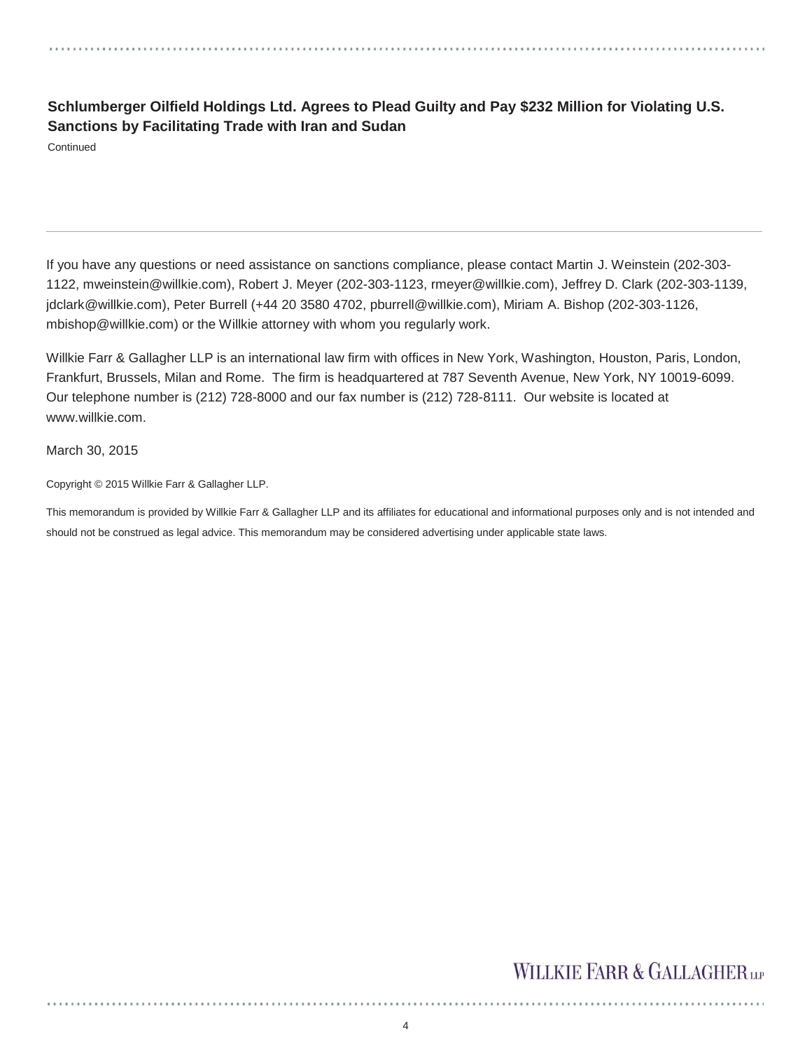If you have any questions or need assistance on sanctions compliance, please contact Martin J. Weinstein (202-303-1122, mweinstein@willkie.com), Robert J. Meyer (202-303-1123, rmeyer@willkie.com), Jeffrey D. Clark (202-303-1139, jdclark@willkie.com), Peter Burrell (+44 20 3580 4702, pburrell@willkie.com), Miriam A. Bishop (202-303-1126, mbishop@willkie.com) or the Willkie attorney with whom you regularly work.

Willkie Farr & Gallagher LLP is an international law firm with offices in New York, Washington, Houston, Paris, London, Frankfurt, Brussels, Milan and Rome. The firm is headquartered at 787 Seventh Avenue, New York, NY 10019-6099. Our telephone number is (212) 728-8000 and our fax number is (212) 728-8111. Our website is located at www.willkie.com.

March 30, 2015

Copyright © 2015 Willkie Farr & Gallagher LLP.

This memorandum is provided by Willkie Farr & Gallagher LLP and its affiliates for educational and informational purposes only and is not intended and should not be construed as legal advice. This memorandum may be considered advertising under applicable state laws.